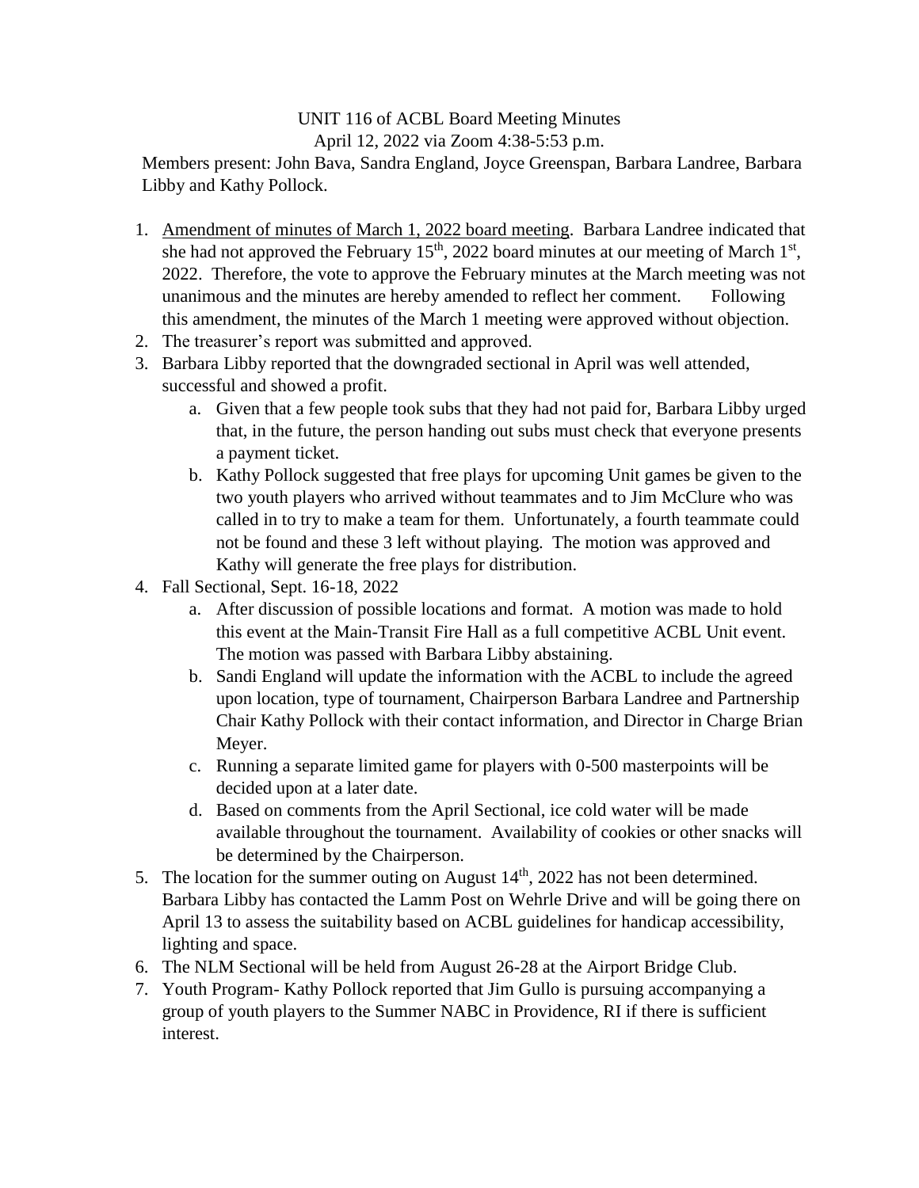UNIT 116 of ACBL Board Meeting Minutes

April 12, 2022 via Zoom 4:38-5:53 p.m.

Members present: John Bava, Sandra England, Joyce Greenspan, Barbara Landree, Barbara Libby and Kathy Pollock.

1. Amendment of minutes of March 1, 2022 board meeting. Barbara Landree indicated that she had not approved the February 15th, 2022 board minutes at our meeting of March 1st, 2022. Therefore, the vote to approve the February minutes at the March meeting was not unanimous and the minutes are hereby amended to reflect her comment. Following this amendment, the minutes of the March 1 meeting were approved without objection.
2. The treasurer's report was submitted and approved.
3. Barbara Libby reported that the downgraded sectional in April was well attended, successful and showed a profit.
   a. Given that a few people took subs that they had not paid for, Barbara Libby urged that, in the future, the person handing out subs must check that everyone presents a payment ticket.
   b. Kathy Pollock suggested that free plays for upcoming Unit games be given to the two youth players who arrived without teammates and to Jim McClure who was called in to try to make a team for them. Unfortunately, a fourth teammate could not be found and these 3 left without playing. The motion was approved and Kathy will generate the free plays for distribution.
4. Fall Sectional, Sept. 16-18, 2022
   a. After discussion of possible locations and format. A motion was made to hold this event at the Main-Transit Fire Hall as a full competitive ACBL Unit event. The motion was passed with Barbara Libby abstaining.
   b. Sandi England will update the information with the ACBL to include the agreed upon location, type of tournament, Chairperson Barbara Landree and Partnership Chair Kathy Pollock with their contact information, and Director in Charge Brian Meyer.
   c. Running a separate limited game for players with 0-500 masterpoints will be decided upon at a later date.
   d. Based on comments from the April Sectional, ice cold water will be made available throughout the tournament. Availability of cookies or other snacks will be determined by the Chairperson.
5. The location for the summer outing on August 14th, 2022 has not been determined. Barbara Libby has contacted the Lamm Post on Wehrle Drive and will be going there on April 13 to assess the suitability based on ACBL guidelines for handicap accessibility, lighting and space.
6. The NLM Sectional will be held from August 26-28 at the Airport Bridge Club.
7. Youth Program- Kathy Pollock reported that Jim Gullo is pursuing accompanying a group of youth players to the Summer NABC in Providence, RI if there is sufficient interest.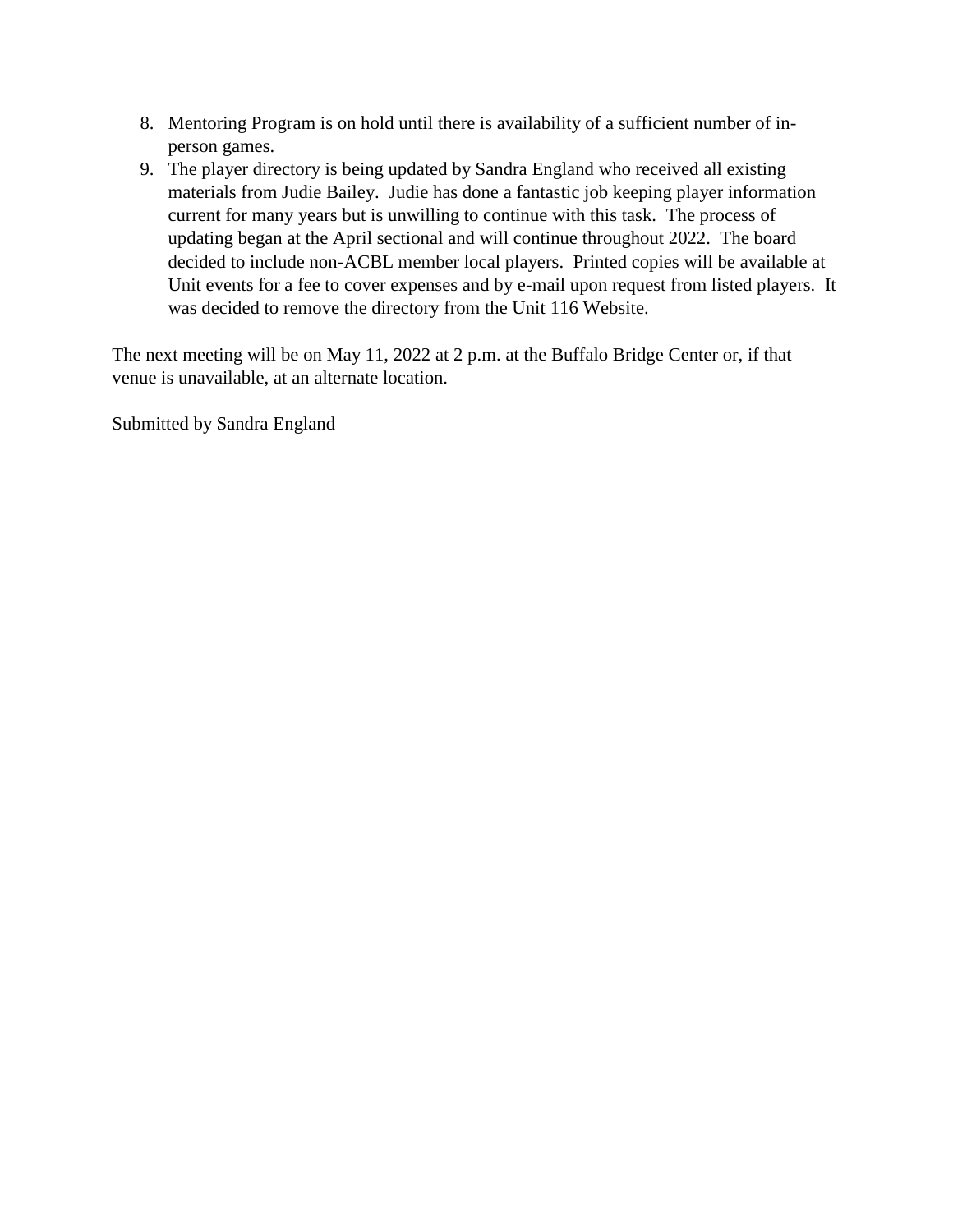8. Mentoring Program is on hold until there is availability of a sufficient number of in-person games.
9. The player directory is being updated by Sandra England who received all existing materials from Judie Bailey. Judie has done a fantastic job keeping player information current for many years but is unwilling to continue with this task. The process of updating began at the April sectional and will continue throughout 2022. The board decided to include non-ACBL member local players. Printed copies will be available at Unit events for a fee to cover expenses and by e-mail upon request from listed players. It was decided to remove the directory from the Unit 116 Website.

The next meeting will be on May 11, 2022 at 2 p.m. at the Buffalo Bridge Center or, if that venue is unavailable, at an alternate location.

Submitted by Sandra England